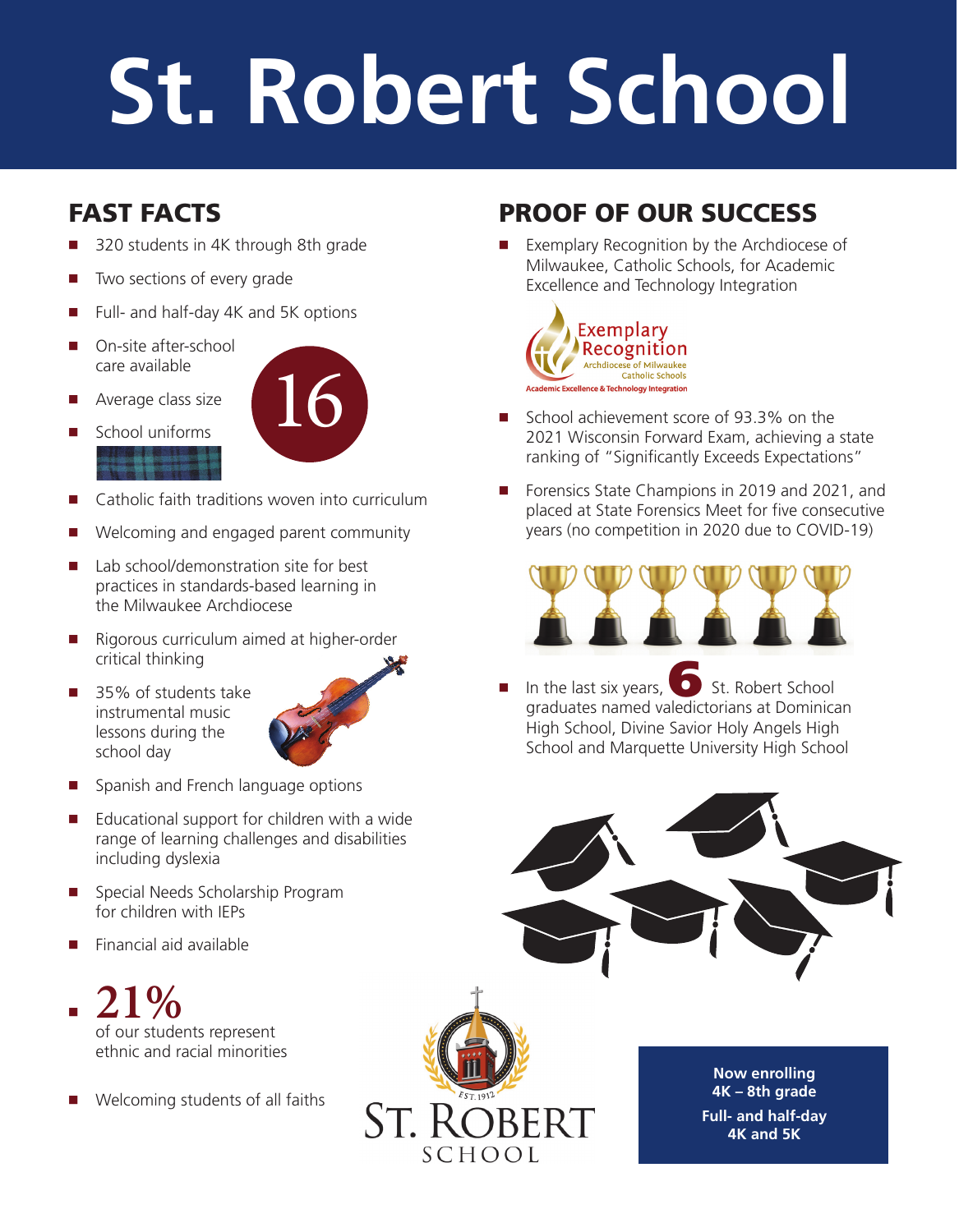# St. Robert School

## FAST FACTS

- 320 students in 4K through 8th grade
- Two sections of every grade
- Full- and half-day 4K and 5K options
- On-site after-school care available
- Average class size **16**
- School uniforms
- Catholic faith traditions woven into curriculum
- Welcoming and engaged parent community
- Lab school/demonstration site for best practices in standards-based learning in the Milwaukee Archdiocese
- Rigorous curriculum aimed at higher-order critical thinking
- 35% of students take instrumental music lessons during the school day
- Spanish and French language options
- Educational support for children with a wide range of learning challenges and disabilities including dyslexia
- Special Needs Scholarship Program for children with IEPs
- Financial aid available
- **21%** of our students represent ethnic and racial minorities
- Welcoming students of all faiths

## PROOF OF OUR SUCCESS

- Exemplary Recognition by the Archdiocese of Milwaukee, Catholic Schools, for Academic Excellence and Technology Integration

Exemplary Recognition
Archdiocese of Milwaukee Catholic Schools
Academic Excellence & Technology Integration

- School achievement score of 93.3% on the 2021 Wisconsin Forward Exam, achieving a state ranking of "Significantly Exceeds Expectations"
- Forensics State Champions in 2019 and 2021, and placed at State Forensics Meet for five consecutive years (no competition in 2020 due to COVID-19)
- In the last six years, **6** St. Robert School graduates named valedictorians at Dominican High School, Divine Savior Holy Angels High School and Marquette University High School

ST. ROBERT SCHOOL
EST. 1912

**Now enrolling 4K – 8th grade**

**Full- and half-day 4K and 5K**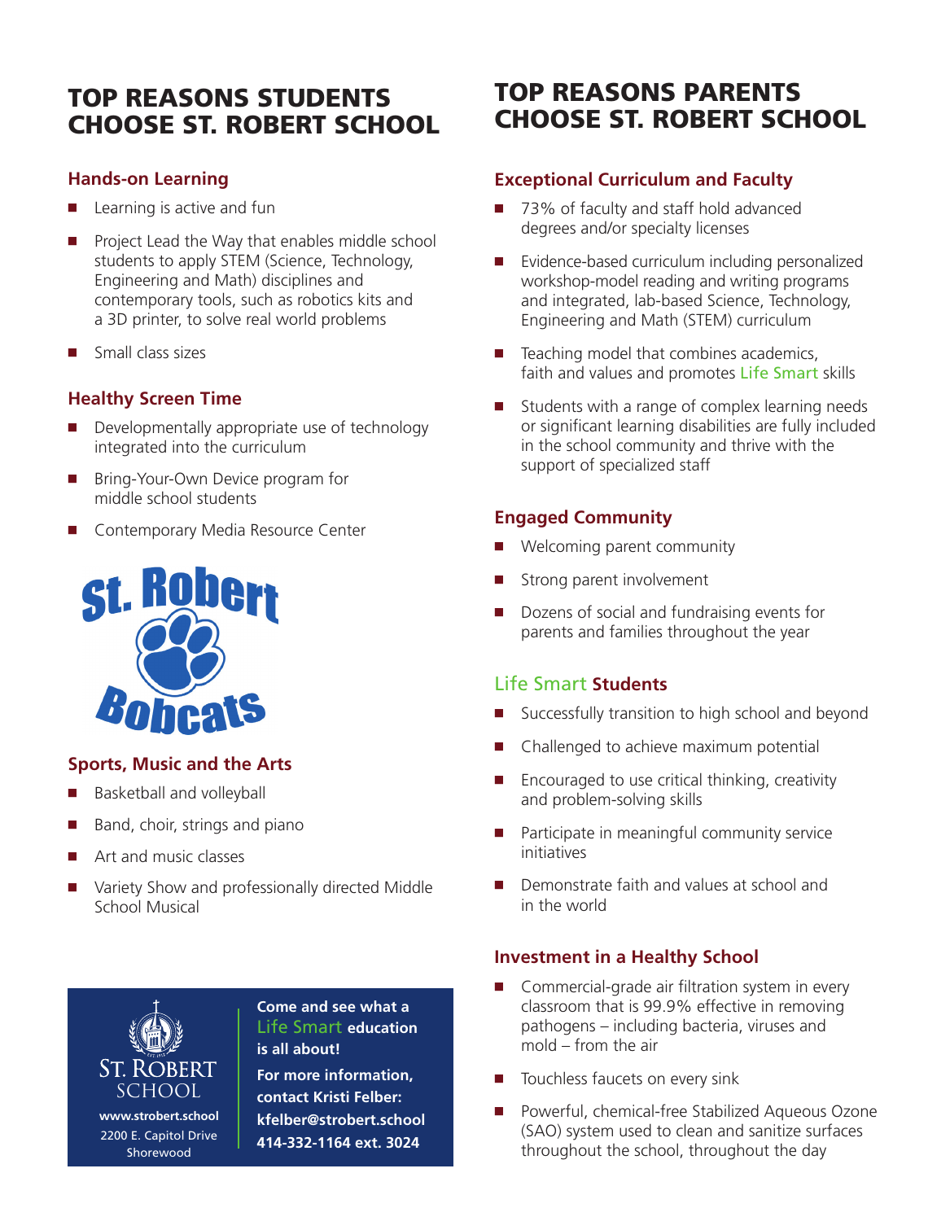# TOP REASONS STUDENTS CHOOSE ST. ROBERT SCHOOL

### Hands-on Learning

- Learning is active and fun
- Project Lead the Way that enables middle school students to apply STEM (Science, Technology, Engineering and Math) disciplines and contemporary tools, such as robotics kits and a 3D printer, to solve real world problems
- Small class sizes

### Healthy Screen Time

- Developmentally appropriate use of technology integrated into the curriculum
- Bring-Your-Own Device program for middle school students
- Contemporary Media Resource Center

St. Robert Bobcats

### Sports, Music and the Arts

- Basketball and volleyball
- Band, choir, strings and piano
- Art and music classes
- Variety Show and professionally directed Middle School Musical

ST. ROBERT SCHOOL

**www.strobert.school**
2200 E. Capitol Drive
Shorewood

**Come and see what a Life Smart education is all about!**

**For more information, contact Kristi Felber:**
**kfelber@strobert.school**
**414-332-1164 ext. 3024**

# TOP REASONS PARENTS CHOOSE ST. ROBERT SCHOOL

### Exceptional Curriculum and Faculty

- 73% of faculty and staff hold advanced degrees and/or specialty licenses
- Evidence-based curriculum including personalized workshop-model reading and writing programs and integrated, lab-based Science, Technology, Engineering and Math (STEM) curriculum
- Teaching model that combines academics, faith and values and promotes Life Smart skills
- Students with a range of complex learning needs or significant learning disabilities are fully included in the school community and thrive with the support of specialized staff

### Engaged Community

- Welcoming parent community
- Strong parent involvement
- Dozens of social and fundraising events for parents and families throughout the year

### Life Smart Students

- Successfully transition to high school and beyond
- Challenged to achieve maximum potential
- Encouraged to use critical thinking, creativity and problem-solving skills
- Participate in meaningful community service initiatives
- Demonstrate faith and values at school and in the world

### Investment in a Healthy School

- Commercial-grade air filtration system in every classroom that is 99.9% effective in removing pathogens – including bacteria, viruses and mold – from the air
- Touchless faucets on every sink
- Powerful, chemical-free Stabilized Aqueous Ozone (SAO) system used to clean and sanitize surfaces throughout the school, throughout the day